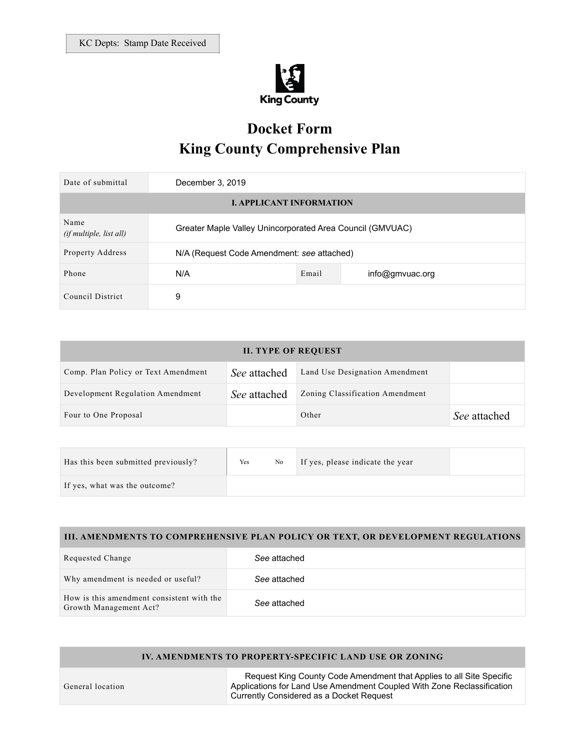KC Depts: Stamp Date Received

King County

# Docket Form
# King County Comprehensive Plan

| Date of submittal | December 3, 2019 | | |
|---|---|---|---|
| **I. APPLICANT INFORMATION** | | | |
| Name *(if multiple, list all)* | Greater Maple Valley Unincorporated Area Council (GMVUAC) | | |
| Property Address | N/A (Request Code Amendment: *see* attached) | | |
| Phone | N/A | Email | info@gmvuac.org |
| Council District | 9 | | |

| **II. TYPE OF REQUEST** | | | |
|---|---|---|---|
| Comp. Plan Policy or Text Amendment | *See* attached | Land Use Designation Amendment | |
| Development Regulation Amendment | *See* attached | Zoning Classification Amendment | |
| Four to One Proposal | | Other | *See* attached |

| Has this been submitted previously? | Yes No | If yes, please indicate the year | |
|---|---|---|---|
| If yes, what was the outcome? | | | |

| **III. AMENDMENTS TO COMPREHENSIVE PLAN POLICY OR TEXT, OR DEVELOPMENT REGULATIONS** | |
|---|---|
| Requested Change | *See* attached |
| Why amendment is needed or useful? | *See* attached |
| How is this amendment consistent with the Growth Management Act? | *See* attached |

| **IV. AMENDMENTS TO PROPERTY-SPECIFIC LAND USE OR ZONING** | |
|---|---|
| General location | Request King County Code Amendment that Applies to all Site Specific Applications for Land Use Amendment Coupled With Zone Reclassification Currently Considered as a Docket Request |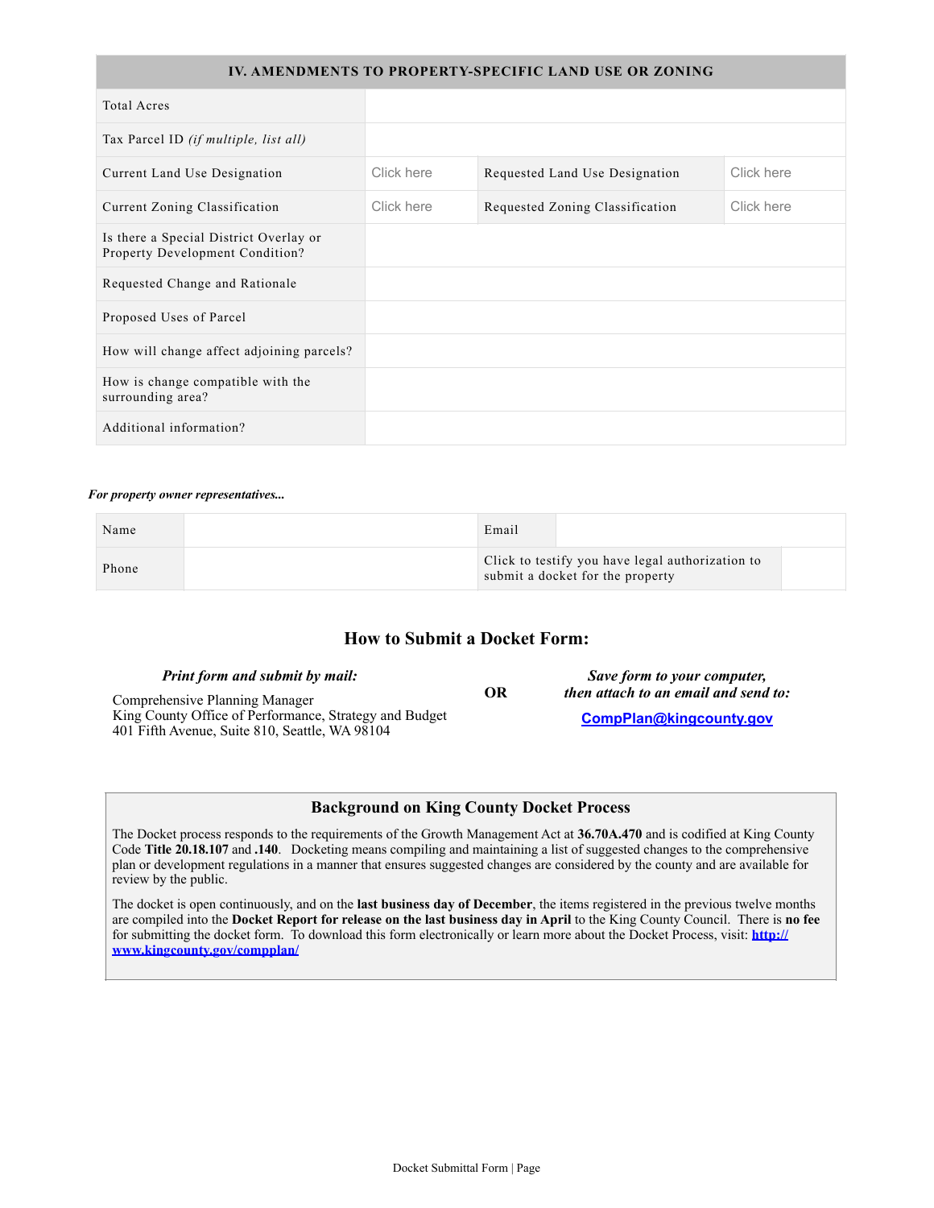| IV. AMENDMENTS TO PROPERTY-SPECIFIC LAND USE OR ZONING | | | |
|---|---|---|---|
| Total Acres | | | |
| Tax Parcel ID *(if multiple, list all)* | | | |
| Current Land Use Designation | Click here | Requested Land Use Designation | Click here |
| Current Zoning Classification | Click here | Requested Zoning Classification | Click here |
| Is there a Special District Overlay or Property Development Condition? | | | |
| Requested Change and Rationale | | | |
| Proposed Uses of Parcel | | | |
| How will change affect adjoining parcels? | | | |
| How is change compatible with the surrounding area? | | | |
| Additional information? | | | |

***For property owner representatives...***

| | | | |
|---|---|---|---|
| Name | | Email | |
| Phone | | Click to testify you have legal authorization to submit a docket for the property | |

## How to Submit a Docket Form:

***Print form and submit by mail:***

Comprehensive Planning Manager
King County Office of Performance, Strategy and Budget
401 Fifth Avenue, Suite 810, Seattle, WA 98104

**OR**

***Save form to your computer, then attach to an email and send to:***

**CompPlan@kingcounty.gov**

### Background on King County Docket Process

The Docket process responds to the requirements of the Growth Management Act at **36.70A.470** and is codified at King County Code **Title 20.18.107** and **.140**. Docketing means compiling and maintaining a list of suggested changes to the comprehensive plan or development regulations in a manner that ensures suggested changes are considered by the county and are available for review by the public.

The docket is open continuously, and on the **last business day of December**, the items registered in the previous twelve months are compiled into the **Docket Report for release on the last business day in April** to the King County Council. There is **no fee** for submitting the docket form. To download this form electronically or learn more about the Docket Process, visit: **http://www.kingcounty.gov/compplan/**